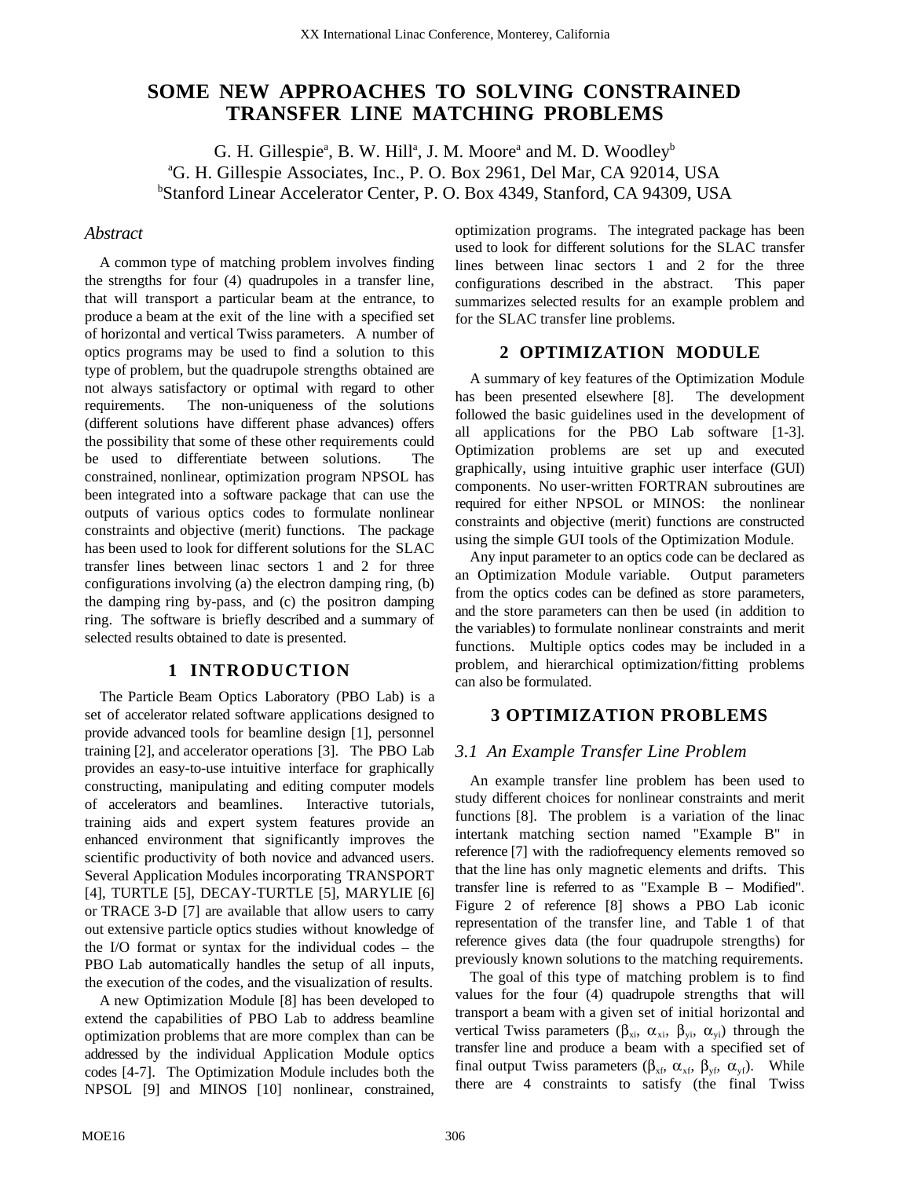# SOME NEW APPROACHES TO SOLVING CONSTRAINED TRANSFER LINE MATCHING PROBLEMS

G. H. Gillespie[a], B. W. Hill[a], J. M. Moore[a] and M. D. Woodley[b]

[a]G. H. Gillespie Associates, Inc., P. O. Box 2961, Del Mar, CA 92014, USA

[b]Stanford Linear Accelerator Center, P. O. Box 4349, Stanford, CA 94309, USA

## *Abstract*

A common type of matching problem involves finding the strengths for four (4) quadrupoles in a transfer line, that will transport a particular beam at the entrance, to produce a beam at the exit of the line with a specified set of horizontal and vertical Twiss parameters. A number of optics programs may be used to find a solution to this type of problem, but the quadrupole strengths obtained are not always satisfactory or optimal with regard to other requirements. The non-uniqueness of the solutions (different solutions have different phase advances) offers the possibility that some of these other requirements could be used to differentiate between solutions. The constrained, nonlinear, optimization program NPSOL has been integrated into a software package that can use the outputs of various optics codes to formulate nonlinear constraints and objective (merit) functions. The package has been used to look for different solutions for the SLAC transfer lines between linac sectors 1 and 2 for three configurations involving (a) the electron damping ring, (b) the damping ring by-pass, and (c) the positron damping ring. The software is briefly described and a summary of selected results obtained to date is presented.

## 1 INTRODUCTION

The Particle Beam Optics Laboratory (PBO Lab) is a set of accelerator related software applications designed to provide advanced tools for beamline design [1], personnel training [2], and accelerator operations [3]. The PBO Lab provides an easy-to-use intuitive interface for graphically constructing, manipulating and editing computer models of accelerators and beamlines. Interactive tutorials, training aids and expert system features provide an enhanced environment that significantly improves the scientific productivity of both novice and advanced users. Several Application Modules incorporating TRANSPORT [4], TURTLE [5], DECAY-TURTLE [5], MARYLIE [6] or TRACE 3-D [7] are available that allow users to carry out extensive particle optics studies without knowledge of the I/O format or syntax for the individual codes – the PBO Lab automatically handles the setup of all inputs, the execution of the codes, and the visualization of results.

A new Optimization Module [8] has been developed to extend the capabilities of PBO Lab to address beamline optimization problems that are more complex than can be addressed by the individual Application Module optics codes [4-7]. The Optimization Module includes both the NPSOL [9] and MINOS [10] nonlinear, constrained, optimization programs. The integrated package has been used to look for different solutions for the SLAC transfer lines between linac sectors 1 and 2 for the three configurations described in the abstract. This paper summarizes selected results for an example problem and for the SLAC transfer line problems.

## 2 OPTIMIZATION MODULE

A summary of key features of the Optimization Module has been presented elsewhere [8]. The development followed the basic guidelines used in the development of all applications for the PBO Lab software [1-3]. Optimization problems are set up and executed graphically, using intuitive graphic user interface (GUI) components. No user-written FORTRAN subroutines are required for either NPSOL or MINOS: the nonlinear constraints and objective (merit) functions are constructed using the simple GUI tools of the Optimization Module.

Any input parameter to an optics code can be declared as an Optimization Module variable. Output parameters from the optics codes can be defined as store parameters, and the store parameters can then be used (in addition to the variables) to formulate nonlinear constraints and merit functions. Multiple optics codes may be included in a problem, and hierarchical optimization/fitting problems can also be formulated.

## 3 OPTIMIZATION PROBLEMS

### *3.1 An Example Transfer Line Problem*

An example transfer line problem has been used to study different choices for nonlinear constraints and merit functions [8]. The problem is a variation of the linac intertank matching section named "Example B" in reference [7] with the radiofrequency elements removed so that the line has only magnetic elements and drifts. This transfer line is referred to as "Example B – Modified". Figure 2 of reference [8] shows a PBO Lab iconic representation of the transfer line, and Table 1 of that reference gives data (the four quadrupole strengths) for previously known solutions to the matching requirements.

The goal of this type of matching problem is to find values for the four (4) quadrupole strengths that will transport a beam with a given set of initial horizontal and vertical Twiss parameters ($\beta_{xi}$, $\alpha_{xi}$, $\beta_{yi}$, $\alpha_{yi}$) through the transfer line and produce a beam with a specified set of final output Twiss parameters ($\beta_{xf}$, $\alpha_{xf}$, $\beta_{yf}$, $\alpha_{yf}$). While there are 4 constraints to satisfy (the final Twiss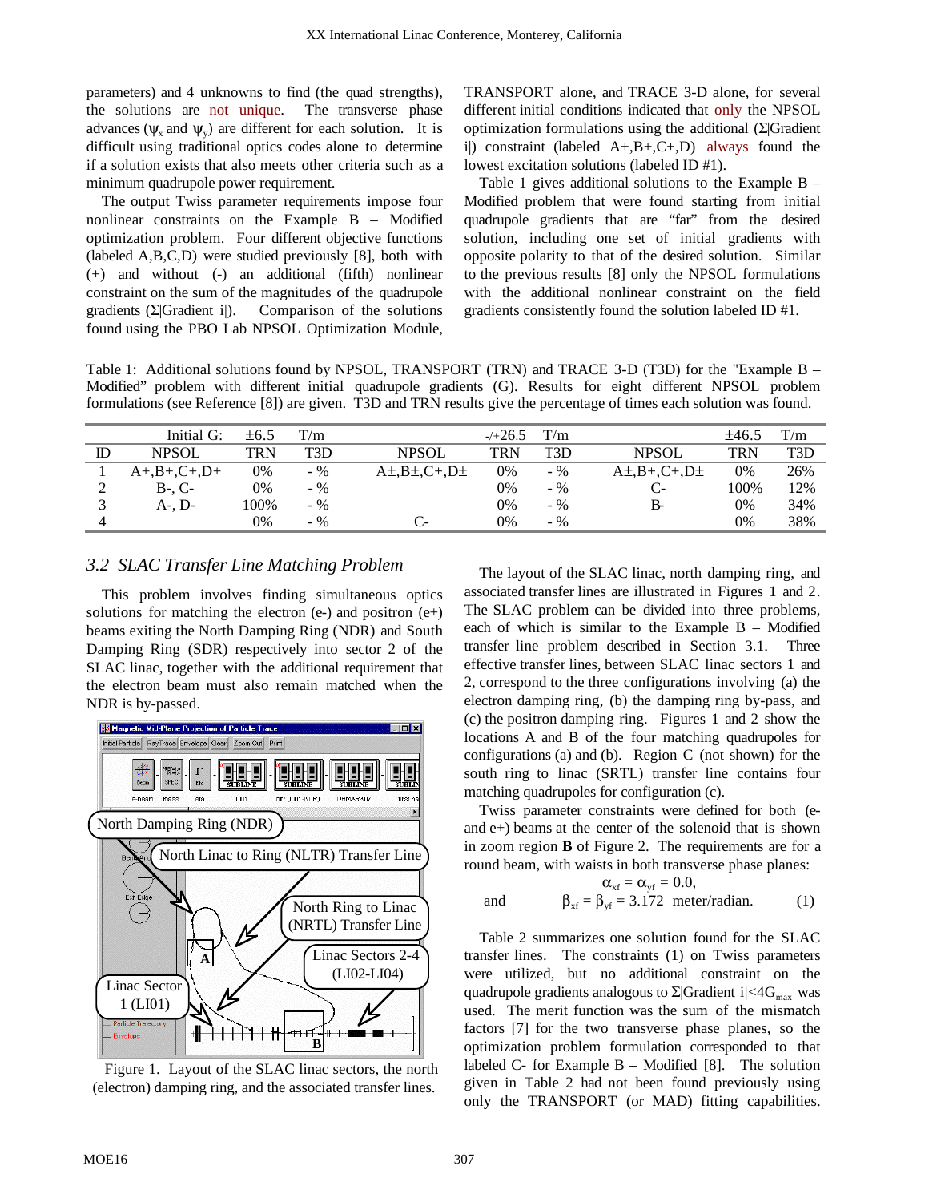parameters) and 4 unknowns to find (the quad strengths), the solutions are not unique. The transverse phase advances ($\psi_x$ and $\psi_y$) are different for each solution. It is difficult using traditional optics codes alone to determine if a solution exists that also meets other criteria such as a minimum quadrupole power requirement.

The output Twiss parameter requirements impose four nonlinear constraints on the Example B – Modified optimization problem. Four different objective functions (labeled A,B,C,D) were studied previously [8], both with (+) and without (-) an additional (fifth) nonlinear constraint on the sum of the magnitudes of the quadrupole gradients (Σ|Gradient i|). Comparison of the solutions found using the PBO Lab NPSOL Optimization Module, TRANSPORT alone, and TRACE 3-D alone, for several different initial conditions indicated that only the NPSOL optimization formulations using the additional (Σ|Gradient i|) constraint (labeled A+,B+,C+,D) always found the lowest excitation solutions (labeled ID #1).

Table 1 gives additional solutions to the Example B – Modified problem that were found starting from initial quadrupole gradients that are "far" from the desired solution, including one set of initial gradients with opposite polarity to that of the desired solution. Similar to the previous results [8] only the NPSOL formulations with the additional nonlinear constraint on the field gradients consistently found the solution labeled ID #1.

Table 1: Additional solutions found by NPSOL, TRANSPORT (TRN) and TRACE 3-D (T3D) for the "Example B – Modified" problem with different initial quadrupole gradients (G). Results for eight different NPSOL problem formulations (see Reference [8]) are given. T3D and TRN results give the percentage of times each solution was found.

| | Initial G: | ±6.5 | T/m | | -/+26.5 | T/m | | ±46.5 | T/m |
|---|---|---|---|---|---|---|---|---|---|
| ID | NPSOL | TRN | T3D | NPSOL | TRN | T3D | NPSOL | TRN | T3D |
| 1 | A+,B+,C+,D+ | 0% | - % | A±,B±,C+,D± | 0% | - % | A±,B+,C+,D± | 0% | 26% |
| 2 | B-, C- | 0% | - % | | 0% | - % | C- | 100% | 12% |
| 3 | A-, D- | 100% | - % | | 0% | - % | B- | 0% | 34% |
| 4 | | 0% | - % | C- | 0% | - % | | 0% | 38% |

## 3.2 SLAC Transfer Line Matching Problem

This problem involves finding simultaneous optics solutions for matching the electron (e-) and positron (e+) beams exiting the North Damping Ring (NDR) and South Damping Ring (SDR) respectively into sector 2 of the SLAC linac, together with the additional requirement that the electron beam must also remain matched when the NDR is by-passed.

Figure 1. Layout of the SLAC linac sectors, the north (electron) damping ring, and the associated transfer lines.

The layout of the SLAC linac, north damping ring, and associated transfer lines are illustrated in Figures 1 and 2. The SLAC problem can be divided into three problems, each of which is similar to the Example B – Modified transfer line problem described in Section 3.1. Three effective transfer lines, between SLAC linac sectors 1 and 2, correspond to the three configurations involving (a) the electron damping ring, (b) the damping ring by-pass, and (c) the positron damping ring. Figures 1 and 2 show the locations A and B of the four matching quadrupoles for configurations (a) and (b). Region C (not shown) for the south ring to linac (SRTL) transfer line contains four matching quadrupoles for configuration (c).

Twiss parameter constraints were defined for both (e- and e+) beams at the center of the solenoid that is shown in zoom region **B** of Figure 2. The requirements are for a round beam, with waists in both transverse phase planes:

$$\alpha_{xf} = \alpha_{yf} = 0.0,$$

and $$\beta_{xf} = \beta_{yf} = 3.172 \text{ meter/radian.} \qquad (1)$$

Table 2 summarizes one solution found for the SLAC transfer lines. The constraints (1) on Twiss parameters were utilized, but no additional constraint on the quadrupole gradients analogous to $\Sigma|\text{Gradient } i| < 4G_{max}$ was used. The merit function was the sum of the mismatch factors [7] for the two transverse phase planes, so the optimization problem formulation corresponded to that labeled C- for Example B – Modified [8]. The solution given in Table 2 had not been found previously using only the TRANSPORT (or MAD) fitting capabilities.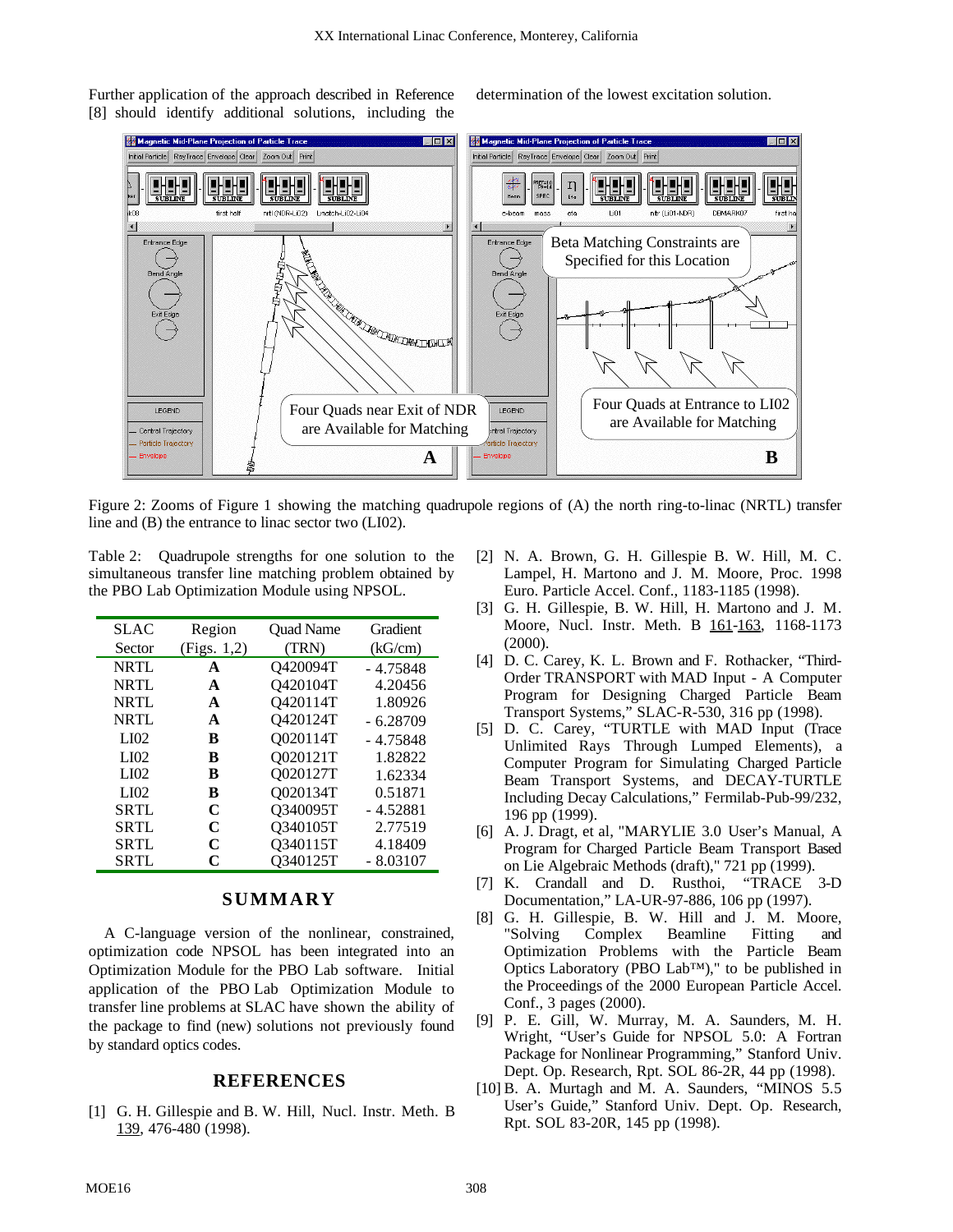Further application of the approach described in Reference [8] should identify additional solutions, including the determination of the lowest excitation solution.

Beta Matching Constraints are Specified for this Location

Four Quads near Exit of NDR are Available for Matching

A

Four Quads at Entrance to LI02 are Available for Matching

B

Figure 2: Zooms of Figure 1 showing the matching quadrupole regions of (A) the north ring-to-linac (NRTL) transfer line and (B) the entrance to linac sector two (LI02).

Table 2: Quadrupole strengths for one solution to the simultaneous transfer line matching problem obtained by the PBO Lab Optimization Module using NPSOL.

| SLAC Sector | Region (Figs. 1,2) | Quad Name (TRN) | Gradient (kG/cm) |
|---|---|---|---|
| NRTL | **A** | Q420094T | - 4.75848 |
| NRTL | **A** | Q420104T | 4.20456 |
| NRTL | **A** | Q420114T | 1.80926 |
| NRTL | **A** | Q420124T | - 6.28709 |
| LI02 | **B** | Q020114T | - 4.75848 |
| LI02 | **B** | Q020121T | 1.82822 |
| LI02 | **B** | Q020127T | 1.62334 |
| LI02 | **B** | Q020134T | 0.51871 |
| SRTL | **C** | Q340095T | - 4.52881 |
| SRTL | **C** | Q340105T | 2.77519 |
| SRTL | **C** | Q340115T | 4.18409 |
| SRTL | **C** | Q340125T | - 8.03107 |

## SUMMARY

A C-language version of the nonlinear, constrained, optimization code NPSOL has been integrated into an Optimization Module for the PBO Lab software. Initial application of the PBO Lab Optimization Module to transfer line problems at SLAC have shown the ability of the package to find (new) solutions not previously found by standard optics codes.

## REFERENCES

[1] G. H. Gillespie and B. W. Hill, Nucl. Instr. Meth. B 139, 476-480 (1998).

[2] N. A. Brown, G. H. Gillespie B. W. Hill, M. C. Lampel, H. Martono and J. M. Moore, Proc. 1998 Euro. Particle Accel. Conf., 1183-1185 (1998).

[3] G. H. Gillespie, B. W. Hill, H. Martono and J. M. Moore, Nucl. Instr. Meth. B 161-163, 1168-1173 (2000).

[4] D. C. Carey, K. L. Brown and F. Rothacker, "Third-Order TRANSPORT with MAD Input - A Computer Program for Designing Charged Particle Beam Transport Systems," SLAC-R-530, 316 pp (1998).

[5] D. C. Carey, "TURTLE with MAD Input (Trace Unlimited Rays Through Lumped Elements), a Computer Program for Simulating Charged Particle Beam Transport Systems, and DECAY-TURTLE Including Decay Calculations," Fermilab-Pub-99/232, 196 pp (1999).

[6] A. J. Dragt, et al, "MARYLIE 3.0 User's Manual, A Program for Charged Particle Beam Transport Based on Lie Algebraic Methods (draft)," 721 pp (1999).

[7] K. Crandall and D. Rusthoi, "TRACE 3-D Documentation," LA-UR-97-886, 106 pp (1997).

[8] G. H. Gillespie, B. W. Hill and J. M. Moore, "Solving Complex Beamline Fitting and Optimization Problems with the Particle Beam Optics Laboratory (PBO Lab™)," to be published in the Proceedings of the 2000 European Particle Accel. Conf., 3 pages (2000).

[9] P. E. Gill, W. Murray, M. A. Saunders, M. H. Wright, "User's Guide for NPSOL 5.0: A Fortran Package for Nonlinear Programming," Stanford Univ. Dept. Op. Research, Rpt. SOL 86-2R, 44 pp (1998).

[10] B. A. Murtagh and M. A. Saunders, "MINOS 5.5 User's Guide," Stanford Univ. Dept. Op. Research, Rpt. SOL 83-20R, 145 pp (1998).